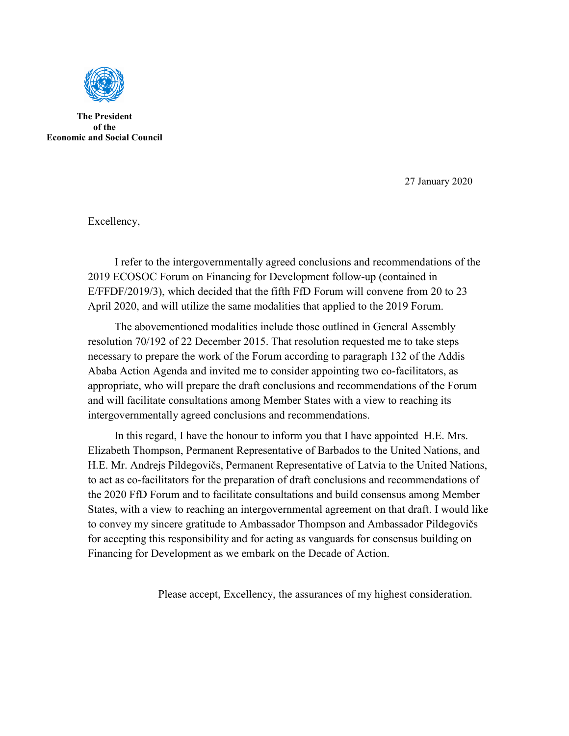**The President**
**of the**
**Economic and Social Council**

27 January 2020

Excellency,

I refer to the intergovernmentally agreed conclusions and recommendations of the 2019 ECOSOC Forum on Financing for Development follow-up (contained in E/FFDF/2019/3), which decided that the fifth FfD Forum will convene from 20 to 23 April 2020, and will utilize the same modalities that applied to the 2019 Forum.

The abovementioned modalities include those outlined in General Assembly resolution 70/192 of 22 December 2015. That resolution requested me to take steps necessary to prepare the work of the Forum according to paragraph 132 of the Addis Ababa Action Agenda and invited me to consider appointing two co-facilitators, as appropriate, who will prepare the draft conclusions and recommendations of the Forum and will facilitate consultations among Member States with a view to reaching its intergovernmentally agreed conclusions and recommendations.

In this regard, I have the honour to inform you that I have appointed H.E. Mrs. Elizabeth Thompson, Permanent Representative of Barbados to the United Nations, and H.E. Mr. Andrejs Pildegovičs, Permanent Representative of Latvia to the United Nations, to act as co-facilitators for the preparation of draft conclusions and recommendations of the 2020 FfD Forum and to facilitate consultations and build consensus among Member States, with a view to reaching an intergovernmental agreement on that draft. I would like to convey my sincere gratitude to Ambassador Thompson and Ambassador Pildegovičs for accepting this responsibility and for acting as vanguards for consensus building on Financing for Development as we embark on the Decade of Action.

Please accept, Excellency, the assurances of my highest consideration.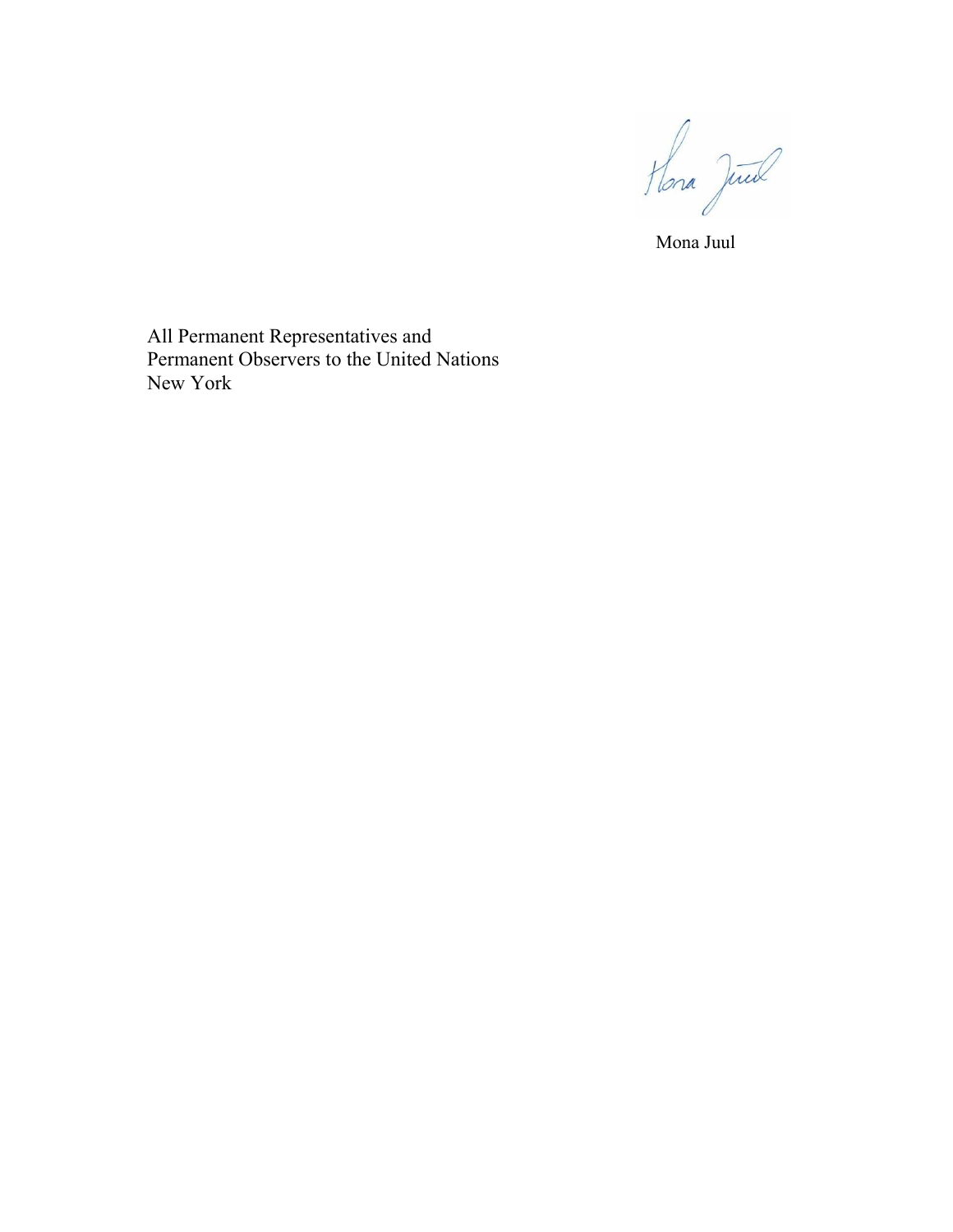Mona Juul

All Permanent Representatives and
Permanent Observers to the United Nations
New York